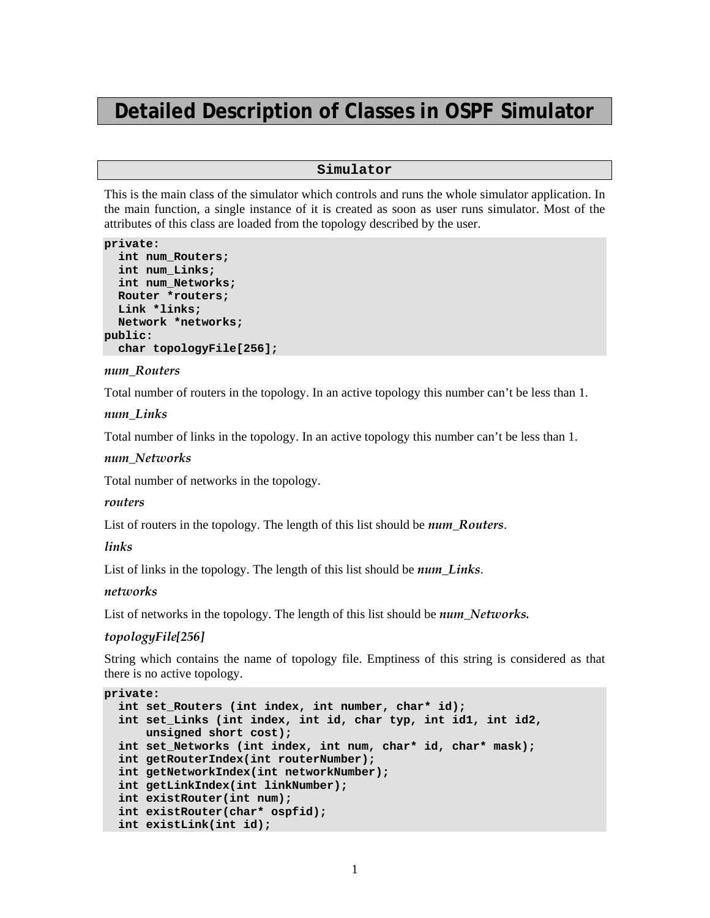# Detailed Description of Classes in OSPF Simulator

## Simulator

This is the main class of the simulator which controls and runs the whole simulator application. In the main function, a single instance of it is created as soon as user runs simulator. Most of the attributes of this class are loaded from the topology described by the user.

```
private:
  int num_Routers;
  int num_Links;
  int num_Networks;
  Router *routers;
  Link *links;
  Network *networks;
public:
  char topologyFile[256];
```

*num_Routers*

Total number of routers in the topology. In an active topology this number can't be less than 1.

*num_Links*

Total number of links in the topology. In an active topology this number can't be less than 1.

*num_Networks*

Total number of networks in the topology.

*routers*

List of routers in the topology. The length of this list should be ***num_Routers***.

*links*

List of links in the topology. The length of this list should be ***num_Links***.

*networks*

List of networks in the topology. The length of this list should be ***num_Networks.***

*topologyFile[256]*

String which contains the name of topology file. Emptiness of this string is considered as that there is no active topology.

```
private:
  int set_Routers (int index, int number, char* id);
  int set_Links (int index, int id, char typ, int id1, int id2,
      unsigned short cost);
  int set_Networks (int index, int num, char* id, char* mask);
  int getRouterIndex(int routerNumber);
  int getNetworkIndex(int networkNumber);
  int getLinkIndex(int linkNumber);
  int existRouter(int num);
  int existRouter(char* ospfid);
  int existLink(int id);
```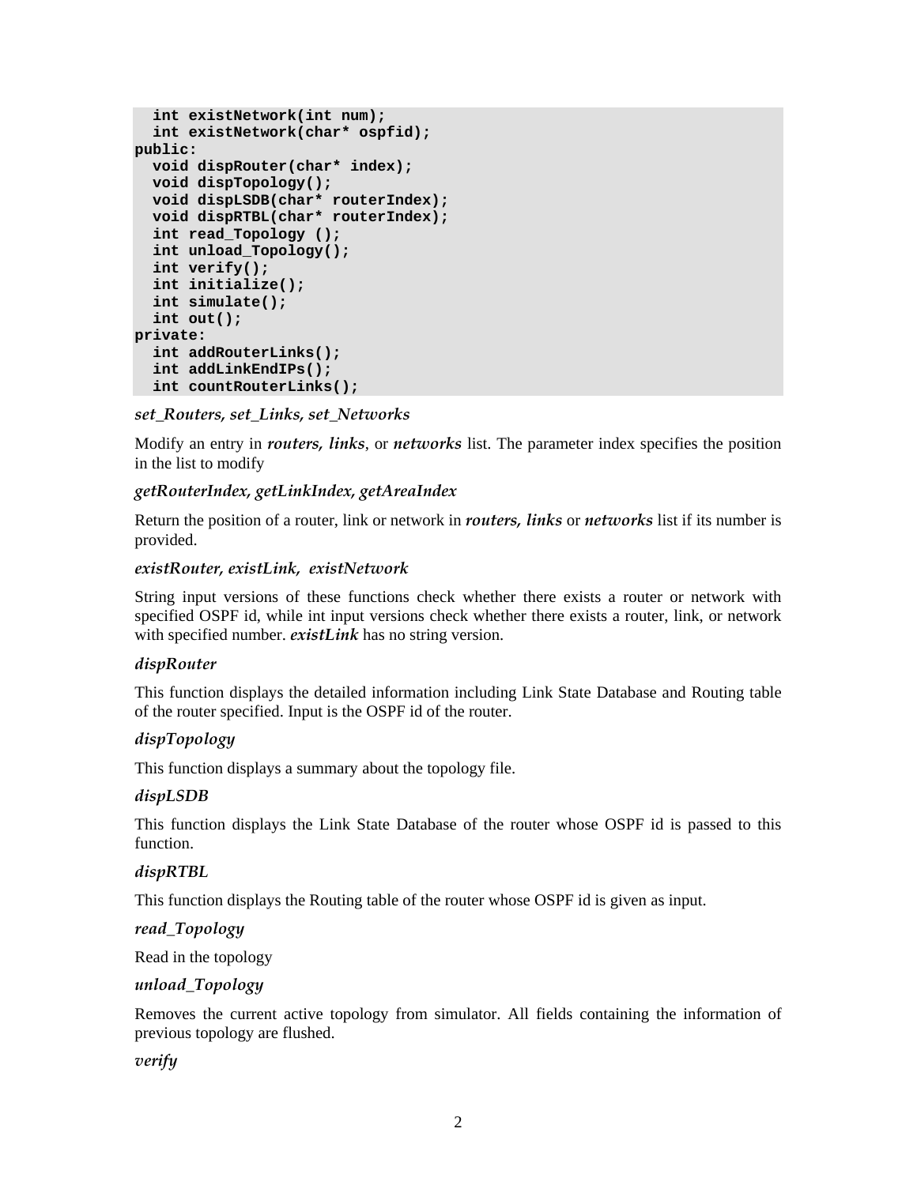```
  int existNetwork(int num);
  int existNetwork(char* ospfid);
public:
  void dispRouter(char* index);
  void dispTopology();
  void dispLSDB(char* routerIndex);
  void dispRTBL(char* routerIndex);
  int read_Topology ();
  int unload_Topology();
  int verify();
  int initialize();
  int simulate();
  int out();
private:
  int addRouterLinks();
  int addLinkEndIPs();
  int countRouterLinks();
```

*set_Routers, set_Links, set_Networks*

Modify an entry in ***routers, links***, or ***networks*** list. The parameter index specifies the position in the list to modify

*getRouterIndex, getLinkIndex, getAreaIndex*

Return the position of a router, link or network in ***routers, links*** or ***networks*** list if its number is provided.

*existRouter, existLink, existNetwork*

String input versions of these functions check whether there exists a router or network with specified OSPF id, while int input versions check whether there exists a router, link, or network with specified number. ***existLink*** has no string version.

*dispRouter*

This function displays the detailed information including Link State Database and Routing table of the router specified. Input is the OSPF id of the router.

*dispTopology*

This function displays a summary about the topology file.

*dispLSDB*

This function displays the Link State Database of the router whose OSPF id is passed to this function.

*dispRTBL*

This function displays the Routing table of the router whose OSPF id is given as input.

*read_Topology*

Read in the topology

*unload_Topology*

Removes the current active topology from simulator. All fields containing the information of previous topology are flushed.

*verify*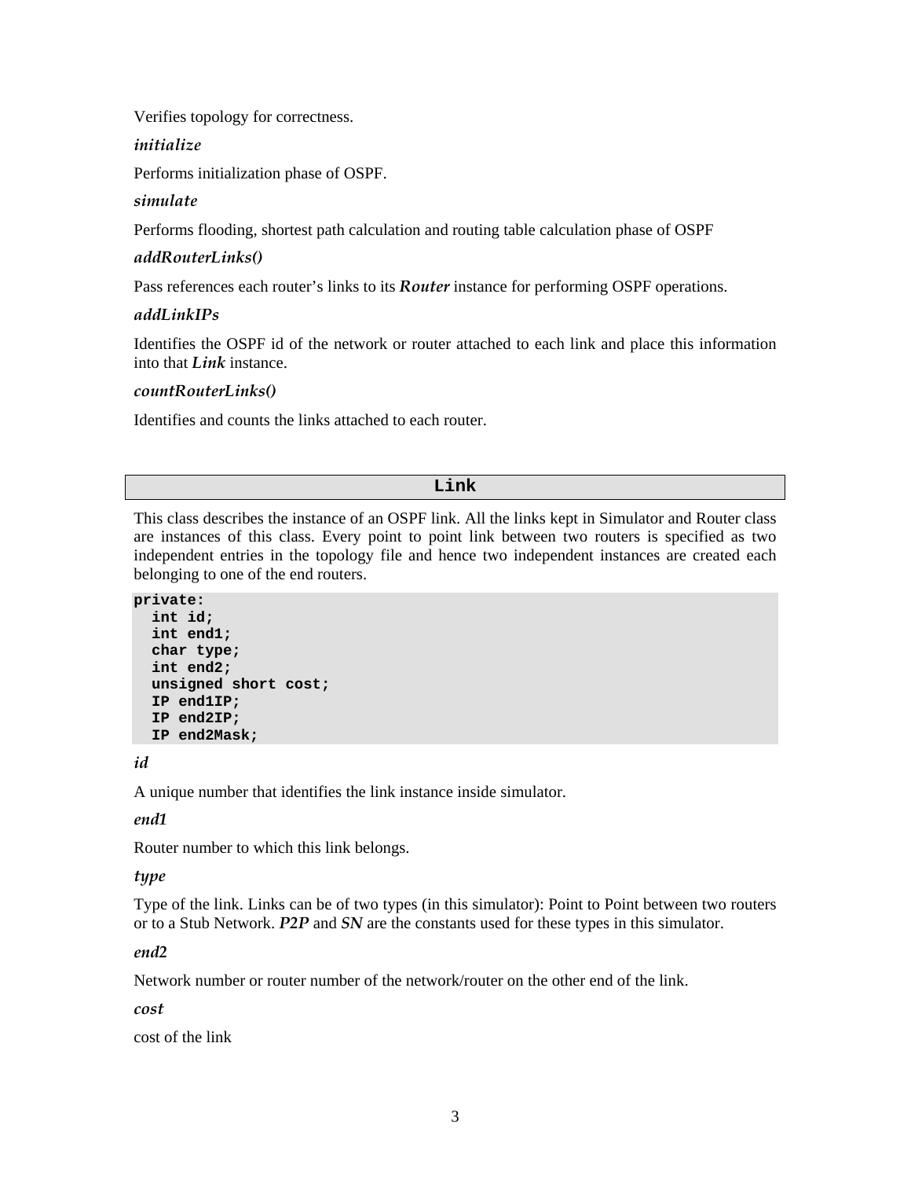Verifies topology for correctness.

*initialize*

Performs initialization phase of OSPF.

*simulate*

Performs flooding, shortest path calculation and routing table calculation phase of OSPF

*addRouterLinks()*

Pass references each router's links to its ***Router*** instance for performing OSPF operations.

*addLinkIPs*

Identifies the OSPF id of the network or router attached to each link and place this information into that ***Link*** instance.

*countRouterLinks()*

Identifies and counts the links attached to each router.

## Link

This class describes the instance of an OSPF link. All the links kept in Simulator and Router class are instances of this class. Every point to point link between two routers is specified as two independent entries in the topology file and hence two independent instances are created each belonging to one of the end routers.

```
private:
  int id;
  int end1;
  char type;
  int end2;
  unsigned short cost;
  IP end1IP;
  IP end2IP;
  IP end2Mask;
```

*id*

A unique number that identifies the link instance inside simulator.

*end1*

Router number to which this link belongs.

*type*

Type of the link. Links can be of two types (in this simulator): Point to Point between two routers or to a Stub Network. ***P2P*** and ***SN*** are the constants used for these types in this simulator.

*end2*

Network number or router number of the network/router on the other end of the link.

*cost*

cost of the link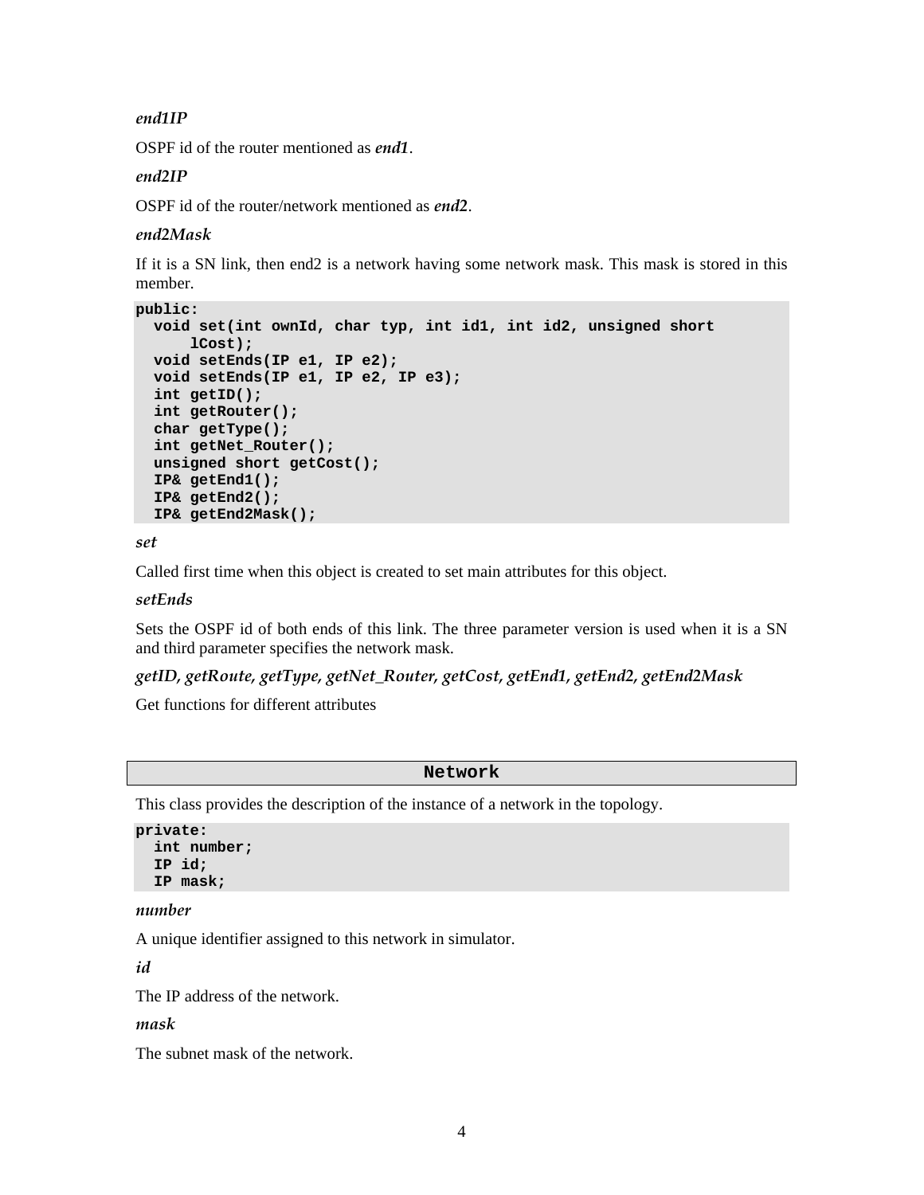*end1IP*

OSPF id of the router mentioned as ***end1***.

*end2IP*

OSPF id of the router/network mentioned as ***end2***.

*end2Mask*

If it is a SN link, then end2 is a network having some network mask. This mask is stored in this member.

```
public:
  void set(int ownId, char typ, int id1, int id2, unsigned short
      lCost);
  void setEnds(IP e1, IP e2);
  void setEnds(IP e1, IP e2, IP e3);
  int getID();
  int getRouter();
  char getType();
  int getNet_Router();
  unsigned short getCost();
  IP& getEnd1();
  IP& getEnd2();
  IP& getEnd2Mask();
```

*set*

Called first time when this object is created to set main attributes for this object.

*setEnds*

Sets the OSPF id of both ends of this link. The three parameter version is used when it is a SN and third parameter specifies the network mask.

*getID, getRoute, getType, getNet_Router, getCost, getEnd1, getEnd2, getEnd2Mask*

Get functions for different attributes

## Network

This class provides the description of the instance of a network in the topology.

```
private:
  int number;
  IP id;
  IP mask;
```

*number*

A unique identifier assigned to this network in simulator.

*id*

The IP address of the network.

*mask*

The subnet mask of the network.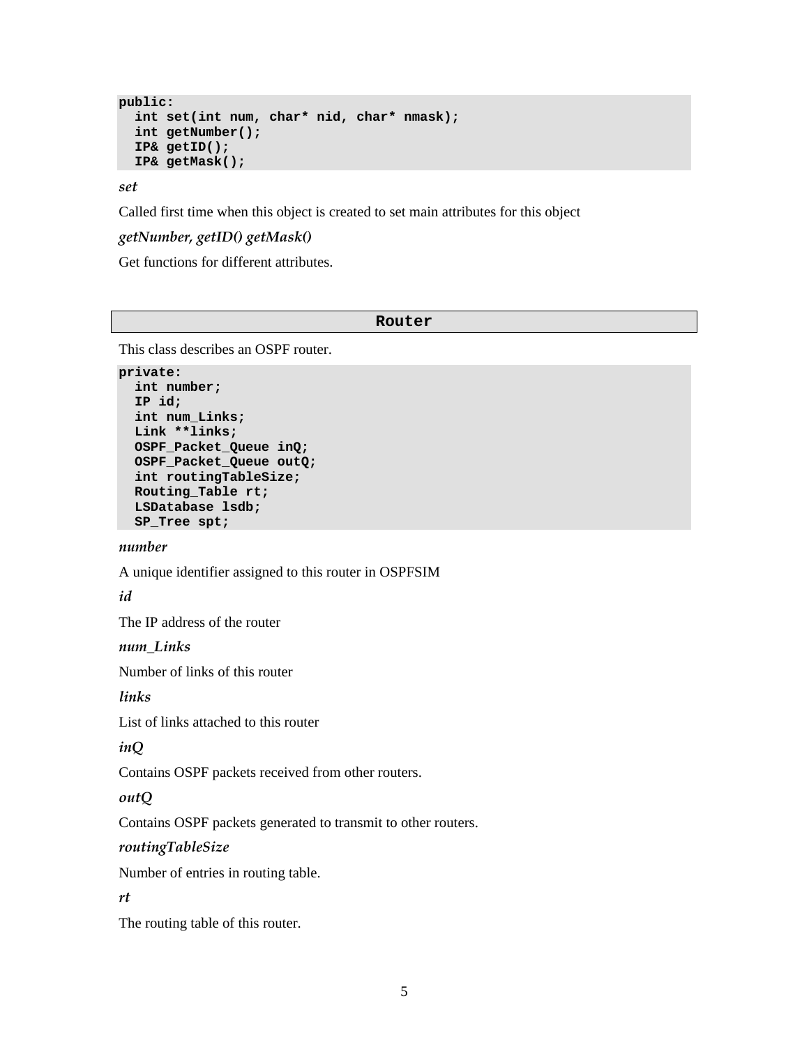```
public:
  int set(int num, char* nid, char* nmask);
  int getNumber();
  IP& getID();
  IP& getMask();
```

***set***

Called first time when this object is created to set main attributes for this object

***getNumber, getID() getMask()***

Get functions for different attributes.

## Router

This class describes an OSPF router.

```
private:
  int number;
  IP id;
  int num_Links;
  Link **links;
  OSPF_Packet_Queue inQ;
  OSPF_Packet_Queue outQ;
  int routingTableSize;
  Routing_Table rt;
  LSDatabase lsdb;
  SP_Tree spt;
```

***number***

A unique identifier assigned to this router in OSPFSIM

***id***

The IP address of the router

***num_Links***

Number of links of this router

***links***

List of links attached to this router

***inQ***

Contains OSPF packets received from other routers.

***outQ***

Contains OSPF packets generated to transmit to other routers.

***routingTableSize***

Number of entries in routing table.

***rt***

The routing table of this router.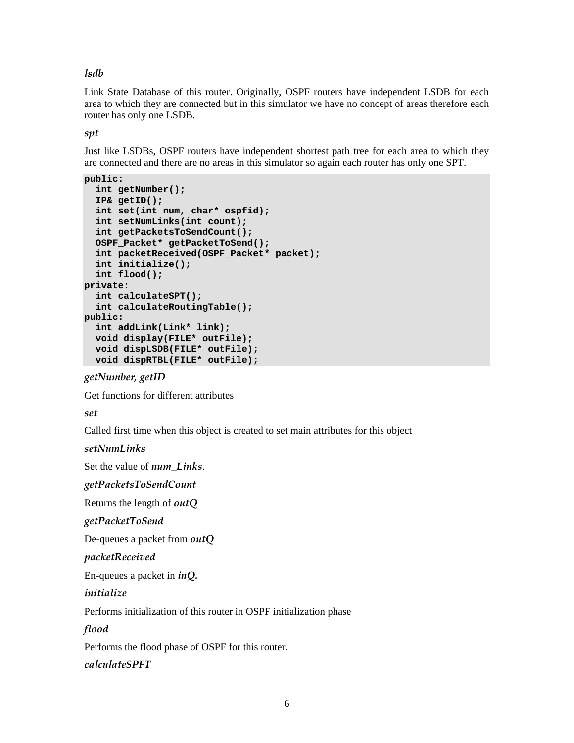*lsdb*

Link State Database of this router. Originally, OSPF routers have independent LSDB for each area to which they are connected but in this simulator we have no concept of areas therefore each router has only one LSDB.

*spt*

Just like LSDBs, OSPF routers have independent shortest path tree for each area to which they are connected and there are no areas in this simulator so again each router has only one SPT.

```
public:
  int getNumber();
  IP& getID();
  int set(int num, char* ospfid);
  int setNumLinks(int count);
  int getPacketsToSendCount();
  OSPF_Packet* getPacketToSend();
  int packetReceived(OSPF_Packet* packet);
  int initialize();
  int flood();
private:
  int calculateSPT();
  int calculateRoutingTable();
public:
  int addLink(Link* link);
  void display(FILE* outFile);
  void dispLSDB(FILE* outFile);
  void dispRTBL(FILE* outFile);
```

*getNumber, getID*

Get functions for different attributes

*set*

Called first time when this object is created to set main attributes for this object

*setNumLinks*

Set the value of ***num_Links***.

*getPacketsToSendCount*

Returns the length of ***outQ***

*getPacketToSend*

De-queues a packet from ***outQ***

*packetReceived*

En-queues a packet in ***inQ.***

*initialize*

Performs initialization of this router in OSPF initialization phase

*flood*

Performs the flood phase of OSPF for this router.

*calculateSPFT*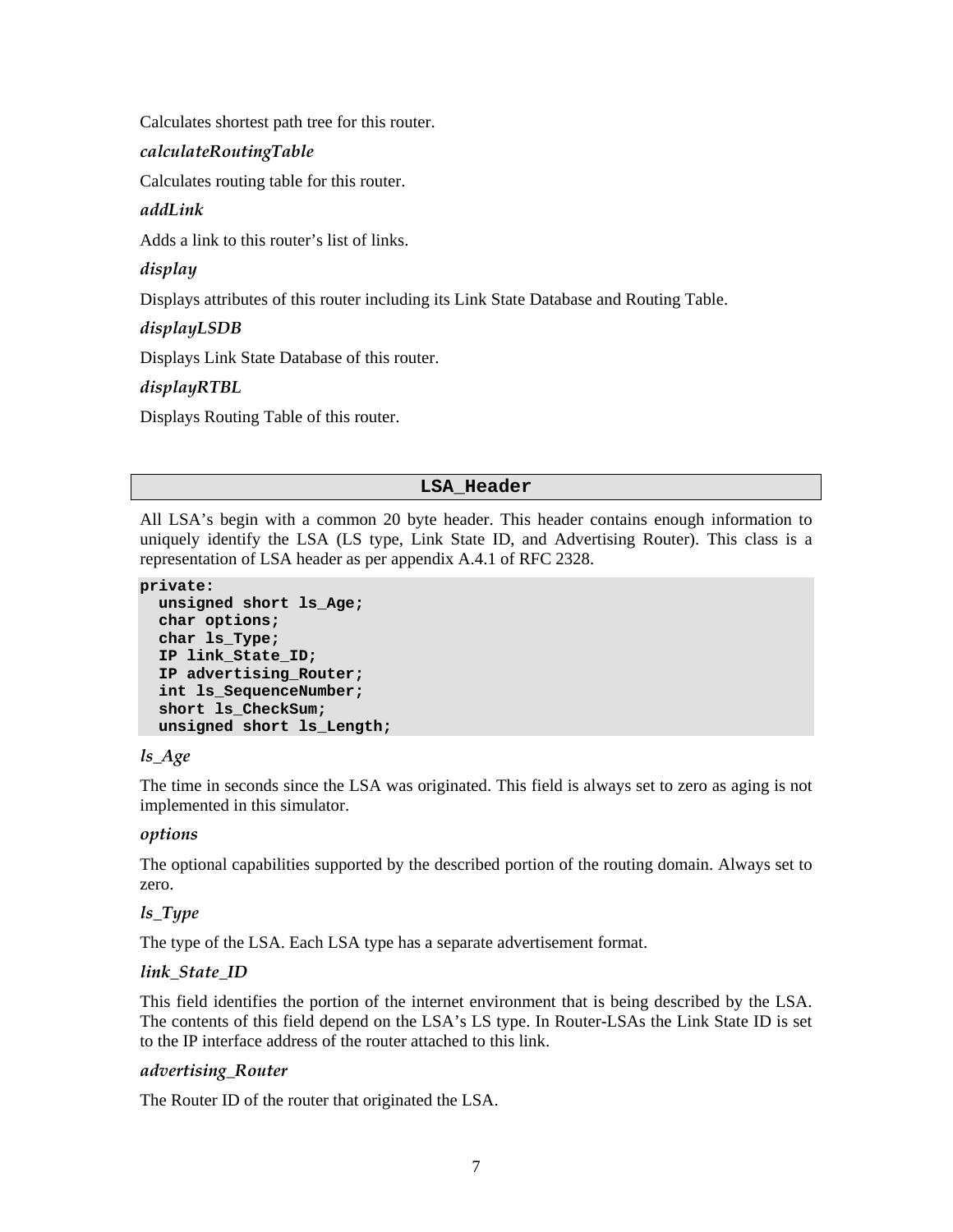Calculates shortest path tree for this router.

*calculateRoutingTable*

Calculates routing table for this router.

*addLink*

Adds a link to this router's list of links.

*display*

Displays attributes of this router including its Link State Database and Routing Table.

*displayLSDB*

Displays Link State Database of this router.

*displayRTBL*

Displays Routing Table of this router.

## LSA_Header

All LSA's begin with a common 20 byte header. This header contains enough information to uniquely identify the LSA (LS type, Link State ID, and Advertising Router). This class is a representation of LSA header as per appendix A.4.1 of RFC 2328.

```
private:
  unsigned short ls_Age;
  char options;
  char ls_Type;
  IP link_State_ID;
  IP advertising_Router;
  int ls_SequenceNumber;
  short ls_CheckSum;
  unsigned short ls_Length;
```

*ls_Age*

The time in seconds since the LSA was originated. This field is always set to zero as aging is not implemented in this simulator.

*options*

The optional capabilities supported by the described portion of the routing domain. Always set to zero.

*ls_Type*

The type of the LSA. Each LSA type has a separate advertisement format.

*link_State_ID*

This field identifies the portion of the internet environment that is being described by the LSA. The contents of this field depend on the LSA's LS type. In Router-LSAs the Link State ID is set to the IP interface address of the router attached to this link.

*advertising_Router*

The Router ID of the router that originated the LSA.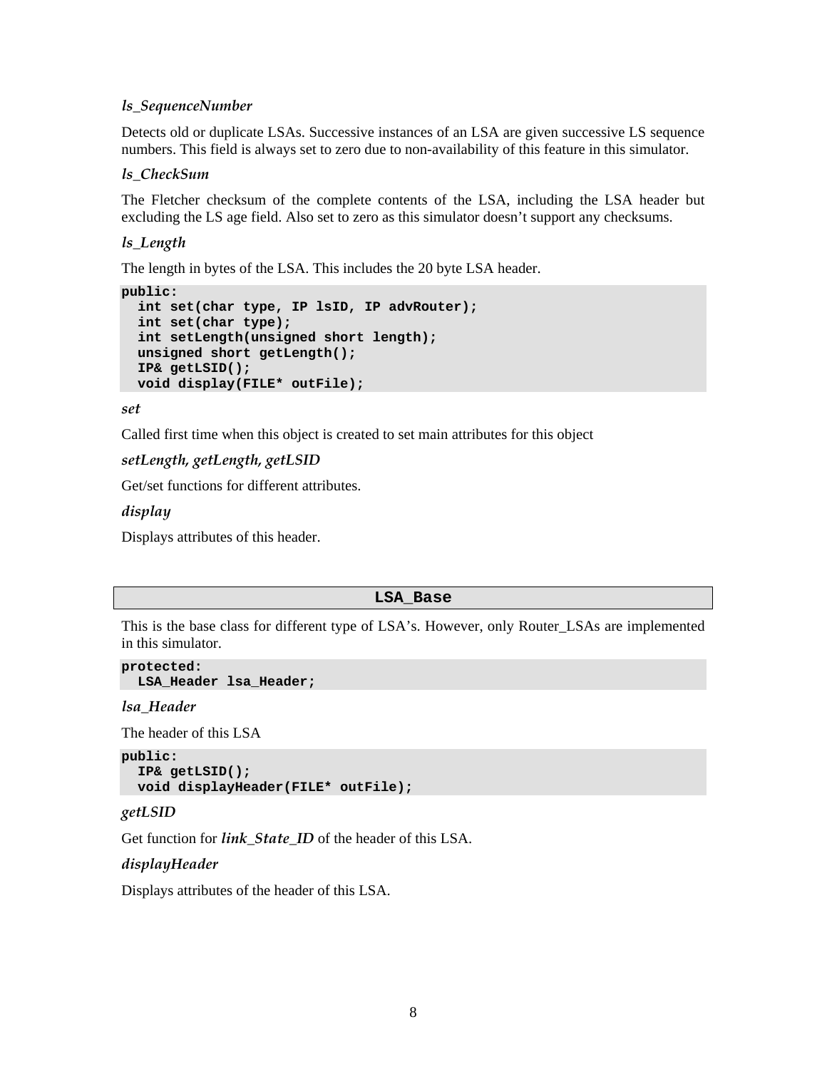*ls_SequenceNumber*

Detects old or duplicate LSAs. Successive instances of an LSA are given successive LS sequence numbers. This field is always set to zero due to non-availability of this feature in this simulator.

*ls_CheckSum*

The Fletcher checksum of the complete contents of the LSA, including the LSA header but excluding the LS age field. Also set to zero as this simulator doesn't support any checksums.

*ls_Length*

The length in bytes of the LSA. This includes the 20 byte LSA header.

```
public:
  int set(char type, IP lsID, IP advRouter);
  int set(char type);
  int setLength(unsigned short length);
  unsigned short getLength();
  IP& getLSID();
  void display(FILE* outFile);
```

*set*

Called first time when this object is created to set main attributes for this object

*setLength, getLength, getLSID*

Get/set functions for different attributes.

*display*

Displays attributes of this header.

## LSA_Base

This is the base class for different type of LSA's. However, only Router_LSAs are implemented in this simulator.

```
protected:
  LSA_Header lsa_Header;
```

*lsa_Header*

The header of this LSA

```
public:
  IP& getLSID();
  void displayHeader(FILE* outFile);
```

*getLSID*

Get function for ***link_State_ID*** of the header of this LSA.

*displayHeader*

Displays attributes of the header of this LSA.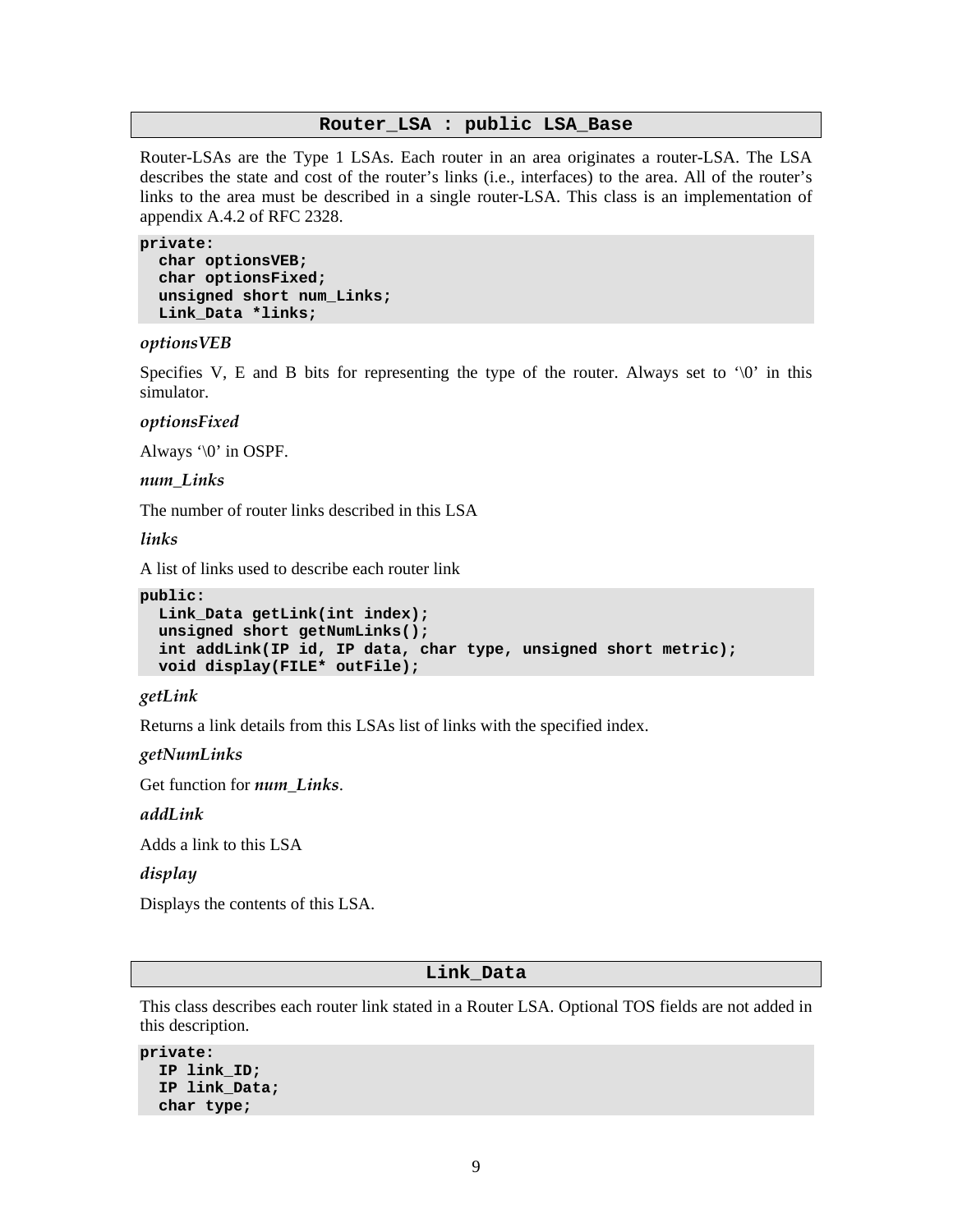## Router_LSA : public LSA_Base

Router-LSAs are the Type 1 LSAs. Each router in an area originates a router-LSA. The LSA describes the state and cost of the router's links (i.e., interfaces) to the area. All of the router's links to the area must be described in a single router-LSA. This class is an implementation of appendix A.4.2 of RFC 2328.

```
private:
  char optionsVEB;
  char optionsFixed;
  unsigned short num_Links;
  Link_Data *links;
```

***optionsVEB***

Specifies V, E and B bits for representing the type of the router. Always set to '\0' in this simulator.

***optionsFixed***

Always '\0' in OSPF.

***num_Links***

The number of router links described in this LSA

***links***

A list of links used to describe each router link

```
public:
  Link_Data getLink(int index);
  unsigned short getNumLinks();
  int addLink(IP id, IP data, char type, unsigned short metric);
  void display(FILE* outFile);
```

***getLink***

Returns a link details from this LSAs list of links with the specified index.

***getNumLinks***

Get function for ***num_Links***.

***addLink***

Adds a link to this LSA

***display***

Displays the contents of this LSA.

## Link_Data

This class describes each router link stated in a Router LSA. Optional TOS fields are not added in this description.

```
private:
  IP link_ID;
  IP link_Data;
  char type;
```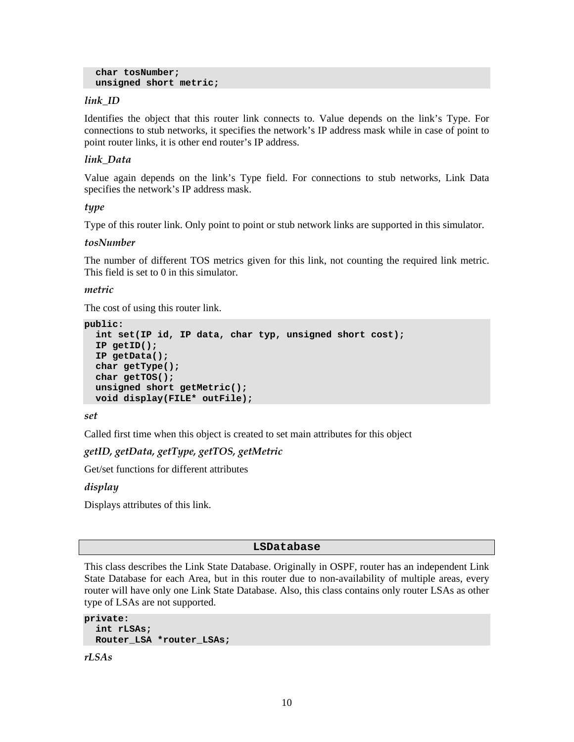```
  char tosNumber;
  unsigned short metric;
```

*link_ID*

Identifies the object that this router link connects to. Value depends on the link's Type. For connections to stub networks, it specifies the network's IP address mask while in case of point to point router links, it is other end router's IP address.

*link_Data*

Value again depends on the link's Type field. For connections to stub networks, Link Data specifies the network's IP address mask.

*type*

Type of this router link. Only point to point or stub network links are supported in this simulator.

*tosNumber*

The number of different TOS metrics given for this link, not counting the required link metric. This field is set to 0 in this simulator.

*metric*

The cost of using this router link.

```
public:
  int set(IP id, IP data, char typ, unsigned short cost);
  IP getID();
  IP getData();
  char getType();
  char getTOS();
  unsigned short getMetric();
  void display(FILE* outFile);
```

*set*

Called first time when this object is created to set main attributes for this object

*getID, getData, getType, getTOS, getMetric*

Get/set functions for different attributes

*display*

Displays attributes of this link.

## LSDatabase

This class describes the Link State Database. Originally in OSPF, router has an independent Link State Database for each Area, but in this router due to non-availability of multiple areas, every router will have only one Link State Database. Also, this class contains only router LSAs as other type of LSAs are not supported.

```
private:
  int rLSAs;
  Router_LSA *router_LSAs;
```

*rLSAs*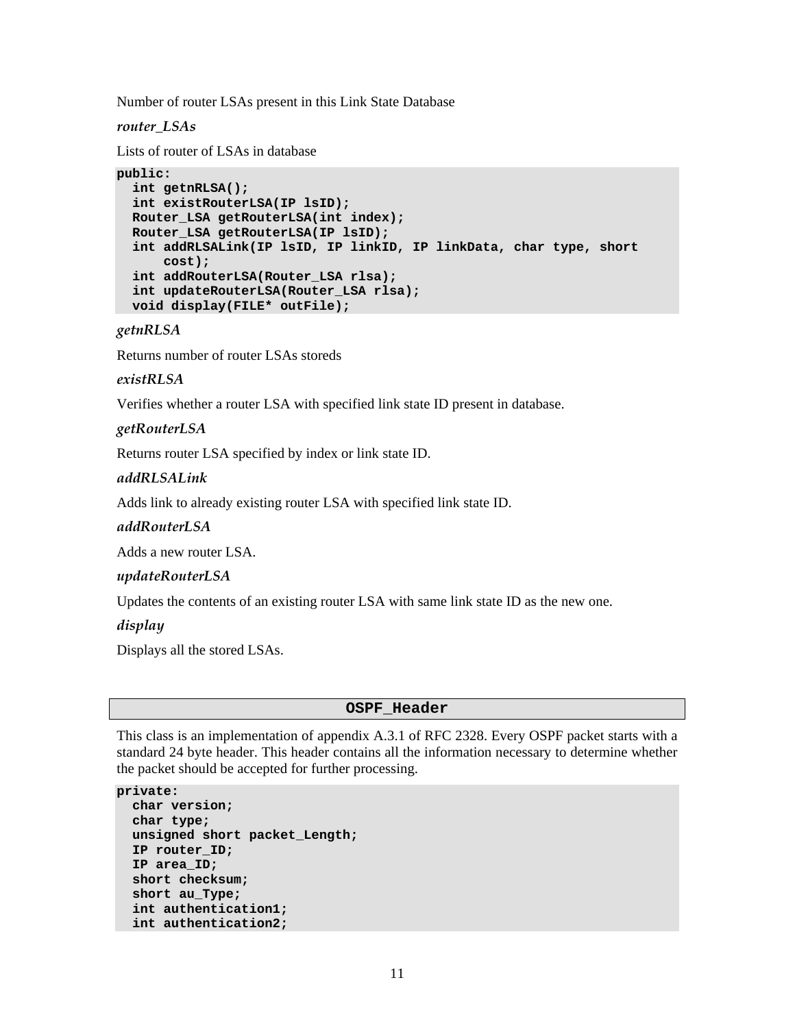Number of router LSAs present in this Link State Database

*router_LSAs*

Lists of router of LSAs in database

```
public:
  int getnRLSA();
  int existRouterLSA(IP lsID);
  Router_LSA getRouterLSA(int index);
  Router_LSA getRouterLSA(IP lsID);
  int addRLSALink(IP lsID, IP linkID, IP linkData, char type, short
      cost);
  int addRouterLSA(Router_LSA rlsa);
  int updateRouterLSA(Router_LSA rlsa);
  void display(FILE* outFile);
```

*getnRLSA*

Returns number of router LSAs storeds

*existRLSA*

Verifies whether a router LSA with specified link state ID present in database.

*getRouterLSA*

Returns router LSA specified by index or link state ID.

*addRLSALink*

Adds link to already existing router LSA with specified link state ID.

*addRouterLSA*

Adds a new router LSA.

*updateRouterLSA*

Updates the contents of an existing router LSA with same link state ID as the new one.

*display*

Displays all the stored LSAs.

## OSPF_Header

This class is an implementation of appendix A.3.1 of RFC 2328. Every OSPF packet starts with a standard 24 byte header. This header contains all the information necessary to determine whether the packet should be accepted for further processing.

```
private:
  char version;
  char type;
  unsigned short packet_Length;
  IP router_ID;
  IP area_ID;
  short checksum;
  short au_Type;
  int authentication1;
  int authentication2;
```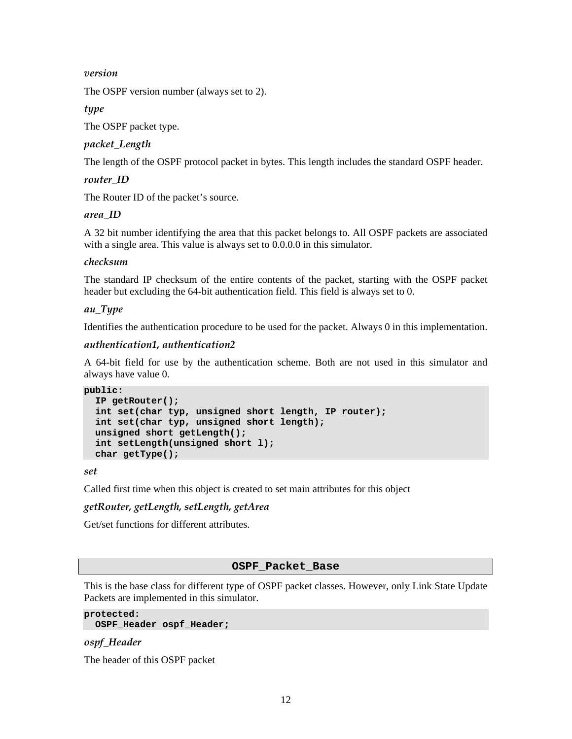*version*

The OSPF version number (always set to 2).

*type*

The OSPF packet type.

*packet_Length*

The length of the OSPF protocol packet in bytes. This length includes the standard OSPF header.

*router_ID*

The Router ID of the packet's source.

*area_ID*

A 32 bit number identifying the area that this packet belongs to. All OSPF packets are associated with a single area. This value is always set to 0.0.0.0 in this simulator.

*checksum*

The standard IP checksum of the entire contents of the packet, starting with the OSPF packet header but excluding the 64-bit authentication field. This field is always set to 0.

*au_Type*

Identifies the authentication procedure to be used for the packet. Always 0 in this implementation.

*authentication1, authentication2*

A 64-bit field for use by the authentication scheme. Both are not used in this simulator and always have value 0.

```
public:
  IP getRouter();
  int set(char typ, unsigned short length, IP router);
  int set(char typ, unsigned short length);
  unsigned short getLength();
  int setLength(unsigned short l);
  char getType();
```

*set*

Called first time when this object is created to set main attributes for this object

*getRouter, getLength, setLength, getArea*

Get/set functions for different attributes.

## OSPF_Packet_Base

This is the base class for different type of OSPF packet classes. However, only Link State Update Packets are implemented in this simulator.

```
protected:
  OSPF_Header ospf_Header;
```

*ospf_Header*

The header of this OSPF packet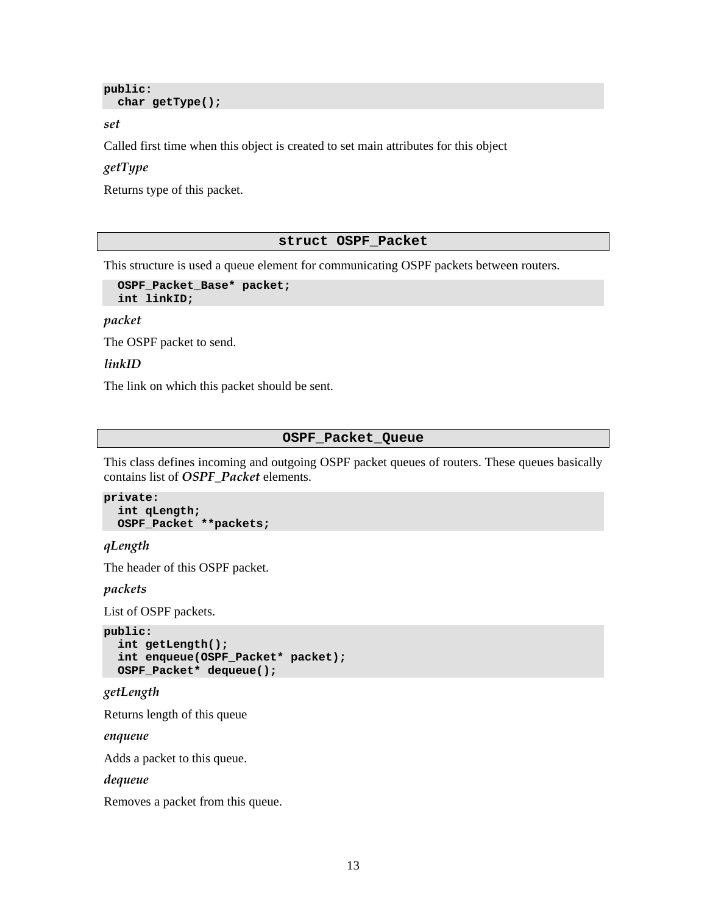```
public:
  char getType();
```

*set*

Called first time when this object is created to set main attributes for this object

*getType*

Returns type of this packet.

## struct OSPF_Packet

This structure is used a queue element for communicating OSPF packets between routers.

```
  OSPF_Packet_Base* packet;
  int linkID;
```

*packet*

The OSPF packet to send.

*linkID*

The link on which this packet should be sent.

## OSPF_Packet_Queue

This class defines incoming and outgoing OSPF packet queues of routers. These queues basically contains list of ***OSPF_Packet*** elements.

```
private:
  int qLength;
  OSPF_Packet **packets;
```

*qLength*

The header of this OSPF packet.

*packets*

List of OSPF packets.

```
public:
  int getLength();
  int enqueue(OSPF_Packet* packet);
  OSPF_Packet* dequeue();
```

*getLength*

Returns length of this queue

*enqueue*

Adds a packet to this queue.

*dequeue*

Removes a packet from this queue.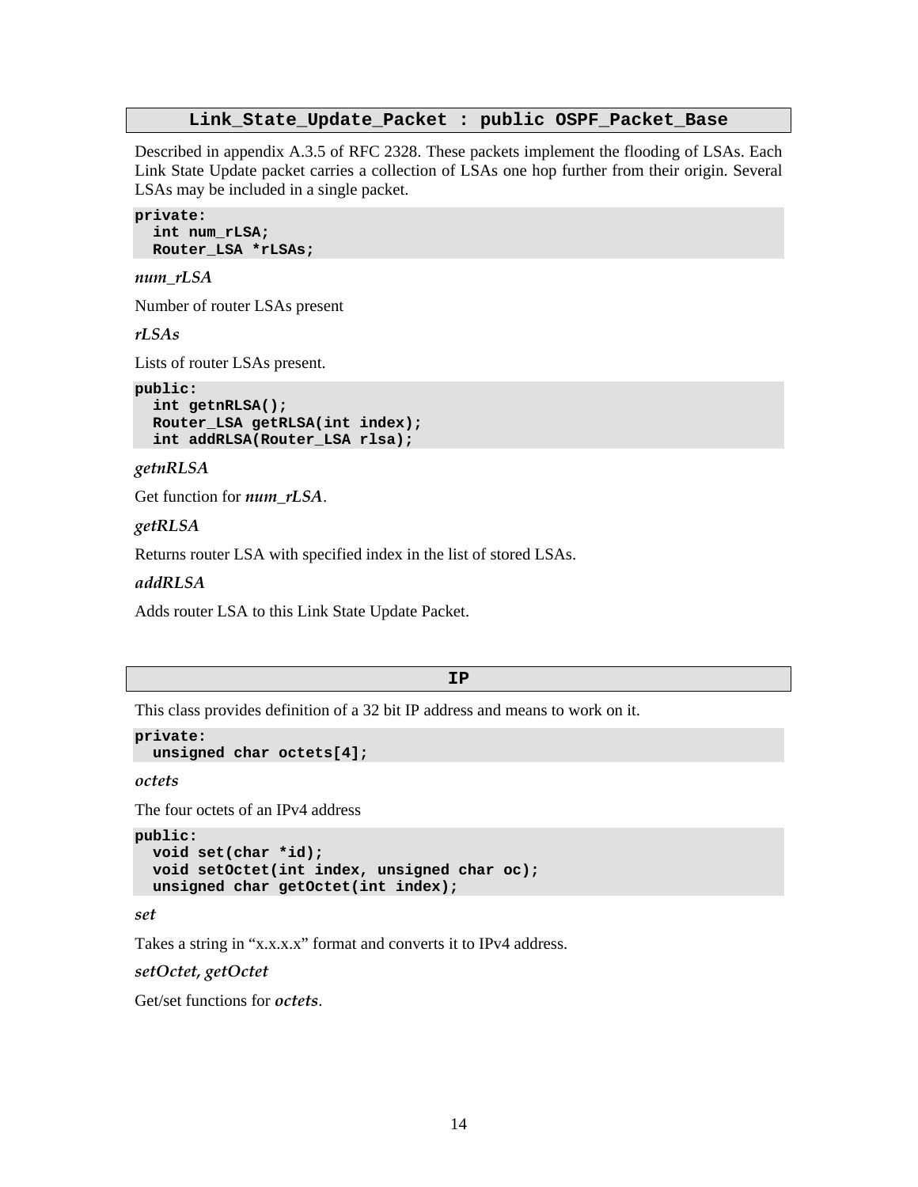## `Link_State_Update_Packet : public OSPF_Packet_Base`

Described in appendix A.3.5 of RFC 2328. These packets implement the flooding of LSAs. Each Link State Update packet carries a collection of LSAs one hop further from their origin. Several LSAs may be included in a single packet.

```
private:
  int num_rLSA;
  Router_LSA *rLSAs;
```

*num_rLSA*

Number of router LSAs present

*rLSAs*

Lists of router LSAs present.

```
public:
  int getnRLSA();
  Router_LSA getRLSA(int index);
  int addRLSA(Router_LSA rlsa);
```

*getnRLSA*

Get function for ***num_rLSA***.

*getRLSA*

Returns router LSA with specified index in the list of stored LSAs.

*addRLSA*

Adds router LSA to this Link State Update Packet.

## `IP`

This class provides definition of a 32 bit IP address and means to work on it.

```
private:
  unsigned char octets[4];
```

*octets*

The four octets of an IPv4 address

```
public:
  void set(char *id);
  void setOctet(int index, unsigned char oc);
  unsigned char getOctet(int index);
```

*set*

Takes a string in "x.x.x.x" format and converts it to IPv4 address.

*setOctet, getOctet*

Get/set functions for ***octets***.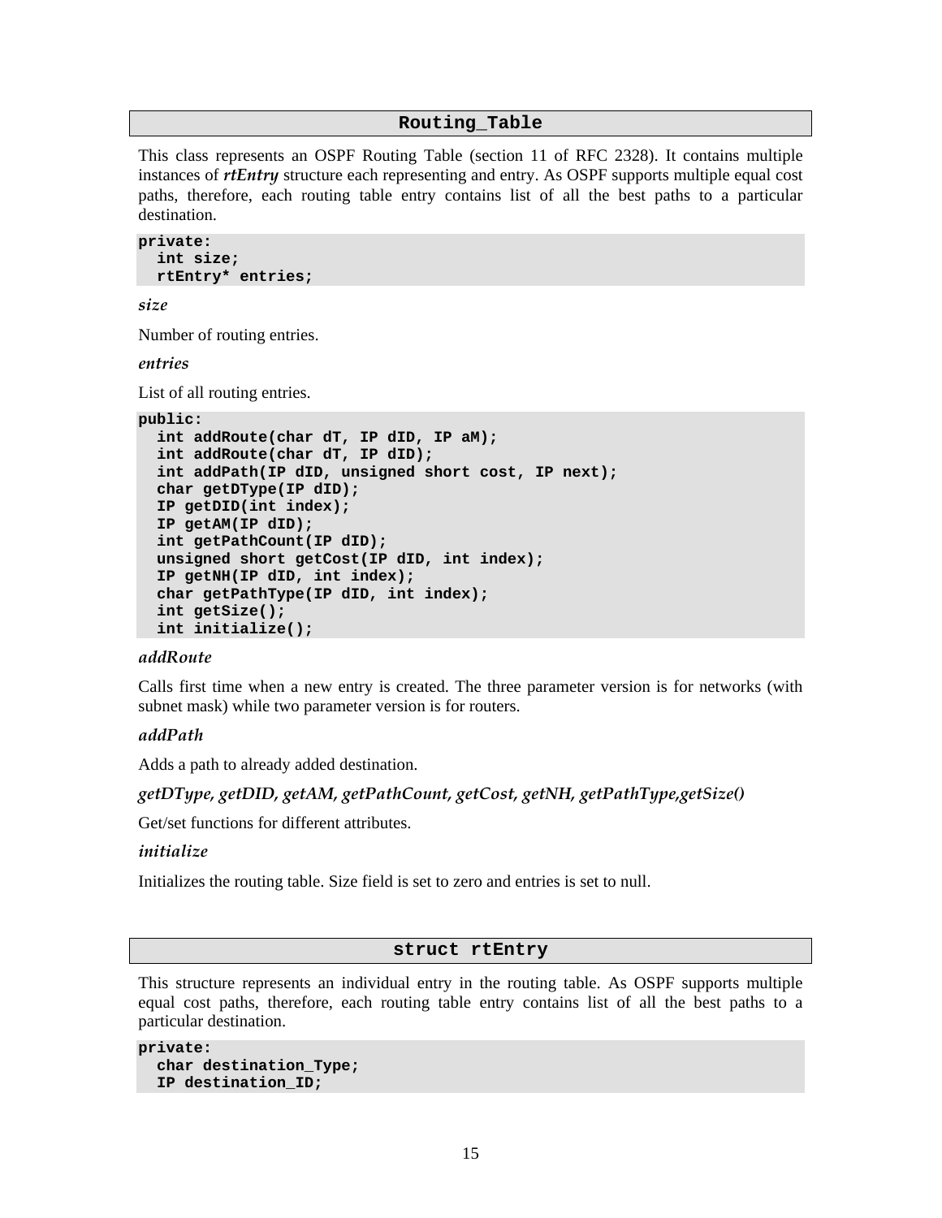## Routing_Table

This class represents an OSPF Routing Table (section 11 of RFC 2328). It contains multiple instances of ***rtEntry*** structure each representing and entry. As OSPF supports multiple equal cost paths, therefore, each routing table entry contains list of all the best paths to a particular destination.

```
private:
  int size;
  rtEntry* entries;
```

***size***

Number of routing entries.

***entries***

List of all routing entries.

```
public:
  int addRoute(char dT, IP dID, IP aM);
  int addRoute(char dT, IP dID);
  int addPath(IP dID, unsigned short cost, IP next);
  char getDType(IP dID);
  IP getDID(int index);
  IP getAM(IP dID);
  int getPathCount(IP dID);
  unsigned short getCost(IP dID, int index);
  IP getNH(IP dID, int index);
  char getPathType(IP dID, int index);
  int getSize();
  int initialize();
```

***addRoute***

Calls first time when a new entry is created. The three parameter version is for networks (with subnet mask) while two parameter version is for routers.

***addPath***

Adds a path to already added destination.

***getDType, getDID, getAM, getPathCount, getCost, getNH, getPathType,getSize()***

Get/set functions for different attributes.

***initialize***

Initializes the routing table. Size field is set to zero and entries is set to null.

## struct rtEntry

This structure represents an individual entry in the routing table. As OSPF supports multiple equal cost paths, therefore, each routing table entry contains list of all the best paths to a particular destination.

```
private:
  char destination_Type;
  IP destination_ID;
```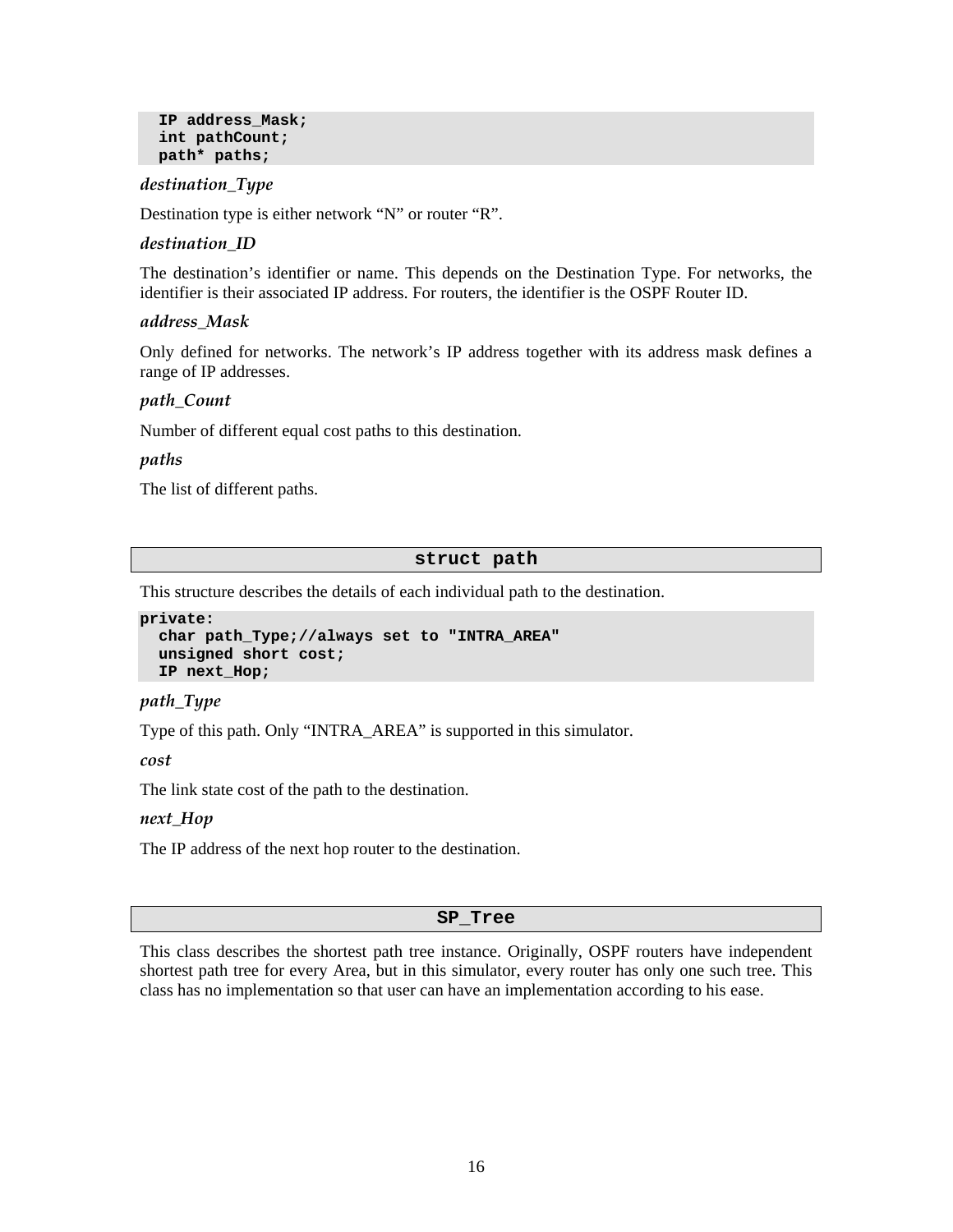```
  IP address_Mask;
  int pathCount;
  path* paths;
```

***destination_Type***

Destination type is either network “N” or router “R”.

***destination_ID***

The destination’s identifier or name. This depends on the Destination Type. For networks, the identifier is their associated IP address. For routers, the identifier is the OSPF Router ID.

***address_Mask***

Only defined for networks. The network’s IP address together with its address mask defines a range of IP addresses.

***path_Count***

Number of different equal cost paths to this destination.

***paths***

The list of different paths.

## struct path

This structure describes the details of each individual path to the destination.

```
private:
  char path_Type;//always set to "INTRA_AREA"
  unsigned short cost;
  IP next_Hop;
```

***path_Type***

Type of this path. Only “INTRA_AREA” is supported in this simulator.

***cost***

The link state cost of the path to the destination.

***next_Hop***

The IP address of the next hop router to the destination.

## SP_Tree

This class describes the shortest path tree instance. Originally, OSPF routers have independent shortest path tree for every Area, but in this simulator, every router has only one such tree. This class has no implementation so that user can have an implementation according to his ease.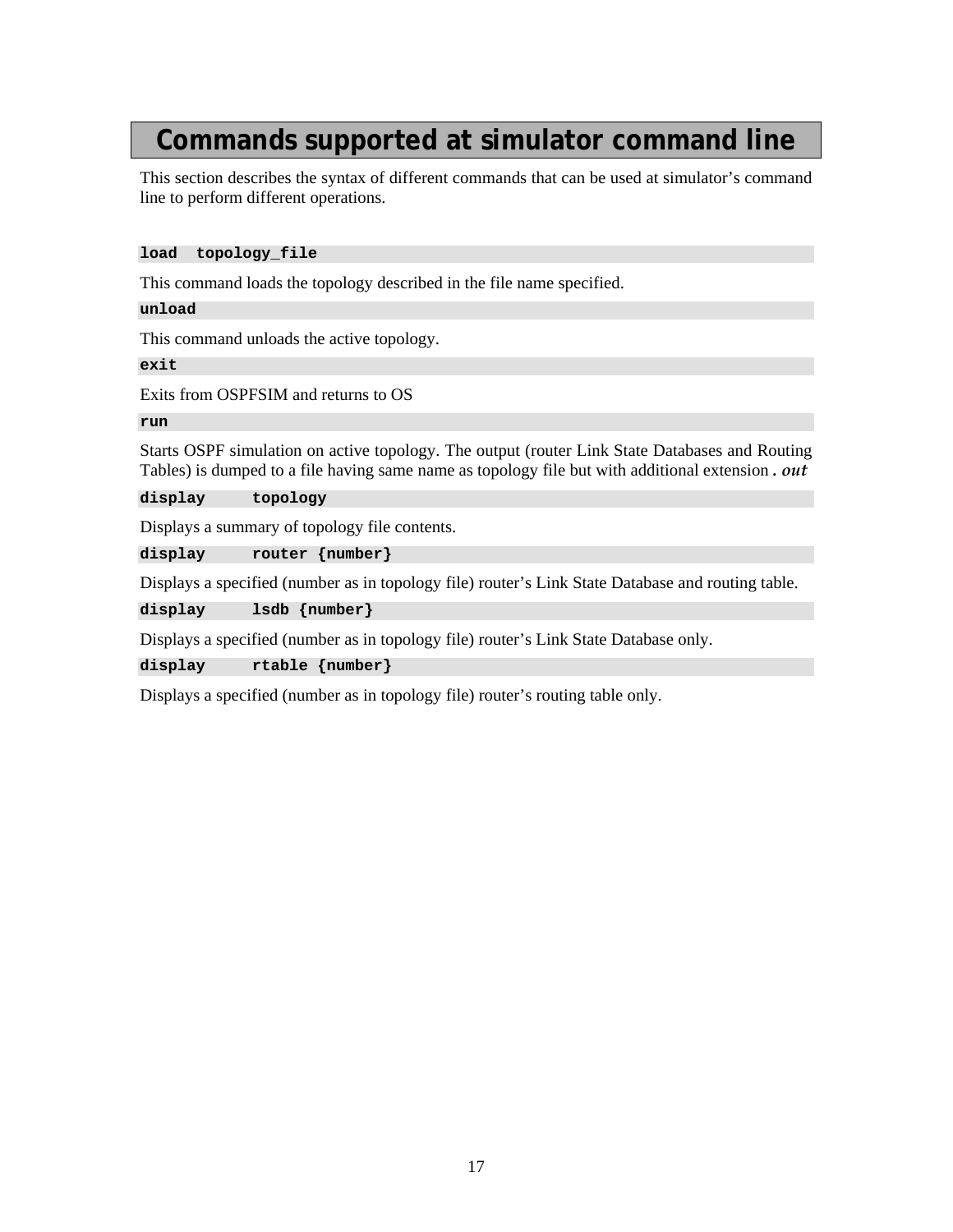# Commands supported at simulator command line

This section describes the syntax of different commands that can be used at simulator's command line to perform different operations.

```
load  topology_file
```

This command loads the topology described in the file name specified.

```
unload
```

This command unloads the active topology.

```
exit
```

Exits from OSPFSIM and returns to OS

```
run
```

Starts OSPF simulation on active topology. The output (router Link State Databases and Routing Tables) is dumped to a file having same name as topology file but with additional extension ***.out***

```
display     topology
```

Displays a summary of topology file contents.

```
display     router {number}
```

Displays a specified (number as in topology file) router's Link State Database and routing table.

```
display     lsdb {number}
```

Displays a specified (number as in topology file) router's Link State Database only.

```
display     rtable {number}
```

Displays a specified (number as in topology file) router's routing table only.